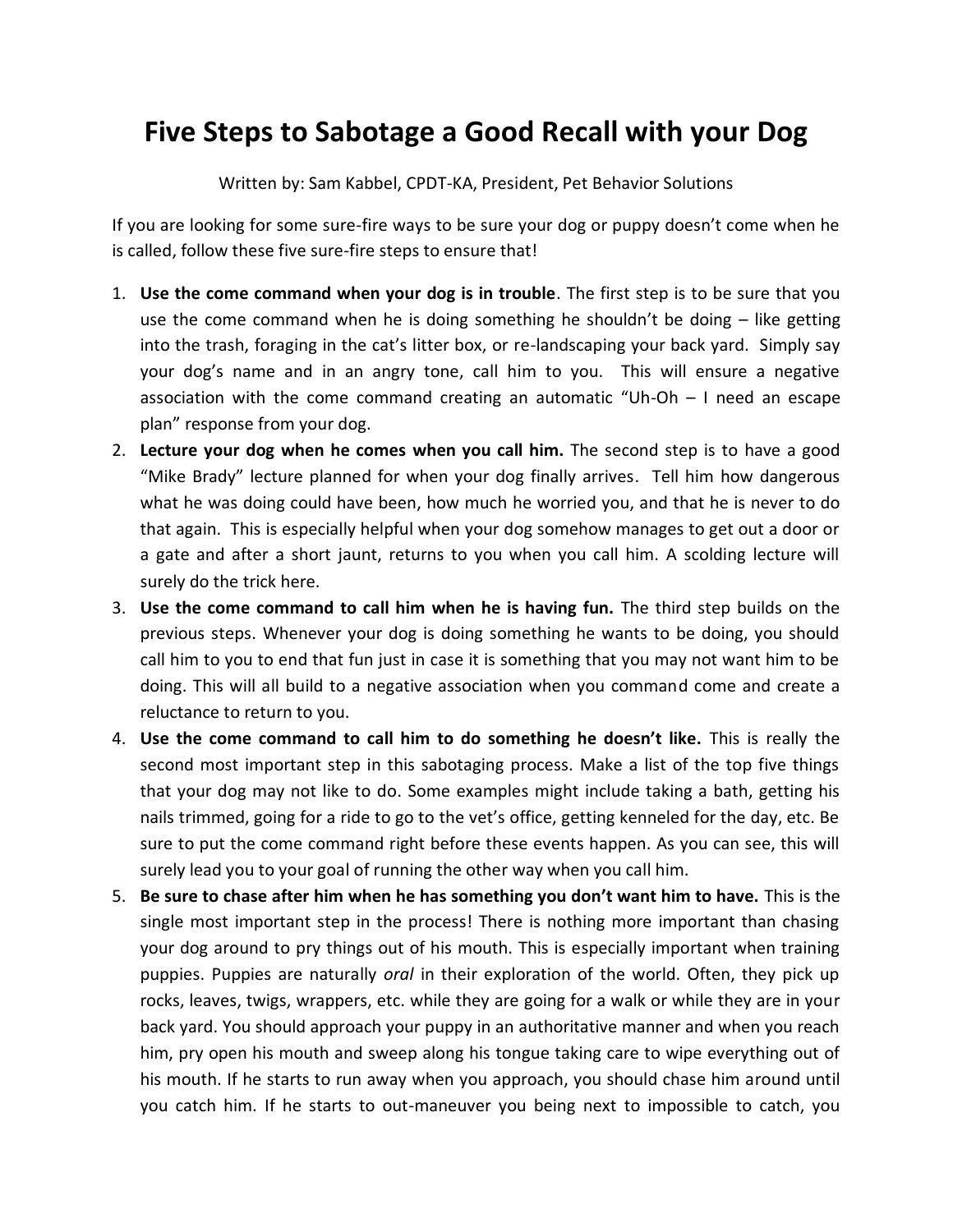# Five Steps to Sabotage a Good Recall with your Dog

Written by: Sam Kabbel, CPDT-KA, President, Pet Behavior Solutions

If you are looking for some sure-fire ways to be sure your dog or puppy doesn't come when he is called, follow these five sure-fire steps to ensure that!

1. **Use the come command when your dog is in trouble**. The first step is to be sure that you use the come command when he is doing something he shouldn't be doing – like getting into the trash, foraging in the cat's litter box, or re-landscaping your back yard. Simply say your dog's name and in an angry tone, call him to you. This will ensure a negative association with the come command creating an automatic "Uh-Oh – I need an escape plan" response from your dog.
2. **Lecture your dog when he comes when you call him.** The second step is to have a good "Mike Brady" lecture planned for when your dog finally arrives. Tell him how dangerous what he was doing could have been, how much he worried you, and that he is never to do that again. This is especially helpful when your dog somehow manages to get out a door or a gate and after a short jaunt, returns to you when you call him. A scolding lecture will surely do the trick here.
3. **Use the come command to call him when he is having fun.** The third step builds on the previous steps. Whenever your dog is doing something he wants to be doing, you should call him to you to end that fun just in case it is something that you may not want him to be doing. This will all build to a negative association when you command come and create a reluctance to return to you.
4. **Use the come command to call him to do something he doesn't like.** This is really the second most important step in this sabotaging process. Make a list of the top five things that your dog may not like to do. Some examples might include taking a bath, getting his nails trimmed, going for a ride to go to the vet's office, getting kenneled for the day, etc. Be sure to put the come command right before these events happen. As you can see, this will surely lead you to your goal of running the other way when you call him.
5. **Be sure to chase after him when he has something you don't want him to have.** This is the single most important step in the process! There is nothing more important than chasing your dog around to pry things out of his mouth. This is especially important when training puppies. Puppies are naturally *oral* in their exploration of the world. Often, they pick up rocks, leaves, twigs, wrappers, etc. while they are going for a walk or while they are in your back yard. You should approach your puppy in an authoritative manner and when you reach him, pry open his mouth and sweep along his tongue taking care to wipe everything out of his mouth. If he starts to run away when you approach, you should chase him around until you catch him. If he starts to out-maneuver you being next to impossible to catch, you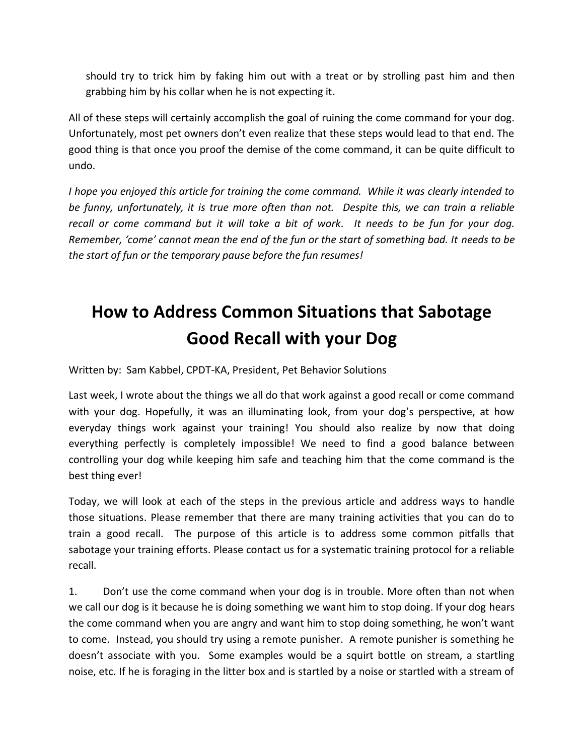should try to trick him by faking him out with a treat or by strolling past him and then grabbing him by his collar when he is not expecting it.

All of these steps will certainly accomplish the goal of ruining the come command for your dog. Unfortunately, most pet owners don't even realize that these steps would lead to that end. The good thing is that once you proof the demise of the come command, it can be quite difficult to undo.

*I hope you enjoyed this article for training the come command. While it was clearly intended to be funny, unfortunately, it is true more often than not. Despite this, we can train a reliable recall or come command but it will take a bit of work. It needs to be fun for your dog. Remember, 'come' cannot mean the end of the fun or the start of something bad. It needs to be the start of fun or the temporary pause before the fun resumes!*

# How to Address Common Situations that Sabotage Good Recall with your Dog

Written by: Sam Kabbel, CPDT-KA, President, Pet Behavior Solutions

Last week, I wrote about the things we all do that work against a good recall or come command with your dog. Hopefully, it was an illuminating look, from your dog's perspective, at how everyday things work against your training! You should also realize by now that doing everything perfectly is completely impossible! We need to find a good balance between controlling your dog while keeping him safe and teaching him that the come command is the best thing ever!

Today, we will look at each of the steps in the previous article and address ways to handle those situations. Please remember that there are many training activities that you can do to train a good recall. The purpose of this article is to address some common pitfalls that sabotage your training efforts. Please contact us for a systematic training protocol for a reliable recall.

1. Don't use the come command when your dog is in trouble. More often than not when we call our dog is it because he is doing something we want him to stop doing. If your dog hears the come command when you are angry and want him to stop doing something, he won't want to come. Instead, you should try using a remote punisher. A remote punisher is something he doesn't associate with you. Some examples would be a squirt bottle on stream, a startling noise, etc. If he is foraging in the litter box and is startled by a noise or startled with a stream of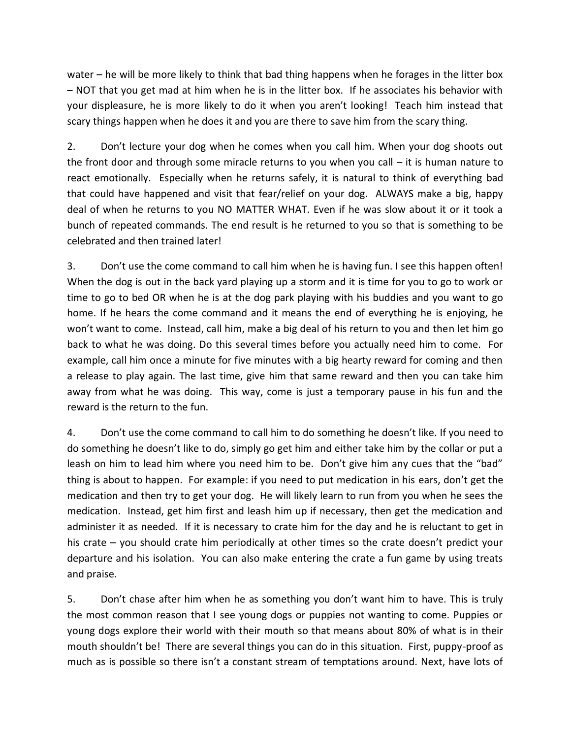water – he will be more likely to think that bad thing happens when he forages in the litter box – NOT that you get mad at him when he is in the litter box. If he associates his behavior with your displeasure, he is more likely to do it when you aren't looking! Teach him instead that scary things happen when he does it and you are there to save him from the scary thing.

2. Don't lecture your dog when he comes when you call him. When your dog shoots out the front door and through some miracle returns to you when you call – it is human nature to react emotionally. Especially when he returns safely, it is natural to think of everything bad that could have happened and visit that fear/relief on your dog. ALWAYS make a big, happy deal of when he returns to you NO MATTER WHAT. Even if he was slow about it or it took a bunch of repeated commands. The end result is he returned to you so that is something to be celebrated and then trained later!

3. Don't use the come command to call him when he is having fun. I see this happen often! When the dog is out in the back yard playing up a storm and it is time for you to go to work or time to go to bed OR when he is at the dog park playing with his buddies and you want to go home. If he hears the come command and it means the end of everything he is enjoying, he won't want to come. Instead, call him, make a big deal of his return to you and then let him go back to what he was doing. Do this several times before you actually need him to come. For example, call him once a minute for five minutes with a big hearty reward for coming and then a release to play again. The last time, give him that same reward and then you can take him away from what he was doing. This way, come is just a temporary pause in his fun and the reward is the return to the fun.

4. Don't use the come command to call him to do something he doesn't like. If you need to do something he doesn't like to do, simply go get him and either take him by the collar or put a leash on him to lead him where you need him to be. Don't give him any cues that the "bad" thing is about to happen. For example: if you need to put medication in his ears, don't get the medication and then try to get your dog. He will likely learn to run from you when he sees the medication. Instead, get him first and leash him up if necessary, then get the medication and administer it as needed. If it is necessary to crate him for the day and he is reluctant to get in his crate – you should crate him periodically at other times so the crate doesn't predict your departure and his isolation. You can also make entering the crate a fun game by using treats and praise.

5. Don't chase after him when he as something you don't want him to have. This is truly the most common reason that I see young dogs or puppies not wanting to come. Puppies or young dogs explore their world with their mouth so that means about 80% of what is in their mouth shouldn't be! There are several things you can do in this situation. First, puppy-proof as much as is possible so there isn't a constant stream of temptations around. Next, have lots of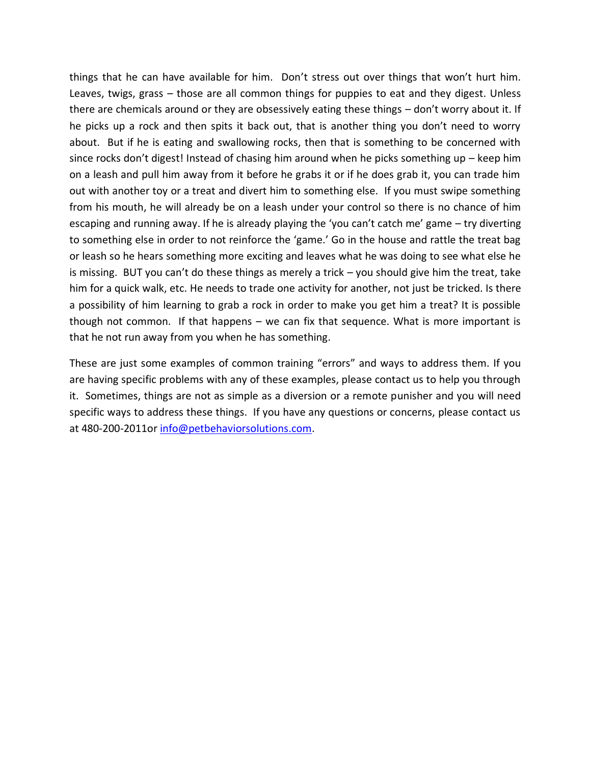things that he can have available for him. Don't stress out over things that won't hurt him. Leaves, twigs, grass – those are all common things for puppies to eat and they digest. Unless there are chemicals around or they are obsessively eating these things – don't worry about it. If he picks up a rock and then spits it back out, that is another thing you don't need to worry about. But if he is eating and swallowing rocks, then that is something to be concerned with since rocks don't digest! Instead of chasing him around when he picks something up – keep him on a leash and pull him away from it before he grabs it or if he does grab it, you can trade him out with another toy or a treat and divert him to something else. If you must swipe something from his mouth, he will already be on a leash under your control so there is no chance of him escaping and running away. If he is already playing the 'you can't catch me' game – try diverting to something else in order to not reinforce the 'game.' Go in the house and rattle the treat bag or leash so he hears something more exciting and leaves what he was doing to see what else he is missing. BUT you can't do these things as merely a trick – you should give him the treat, take him for a quick walk, etc. He needs to trade one activity for another, not just be tricked. Is there a possibility of him learning to grab a rock in order to make you get him a treat? It is possible though not common. If that happens – we can fix that sequence. What is more important is that he not run away from you when he has something.

These are just some examples of common training "errors" and ways to address them. If you are having specific problems with any of these examples, please contact us to help you through it. Sometimes, things are not as simple as a diversion or a remote punisher and you will need specific ways to address these things. If you have any questions or concerns, please contact us at 480-200-2011or info@petbehaviorsolutions.com.